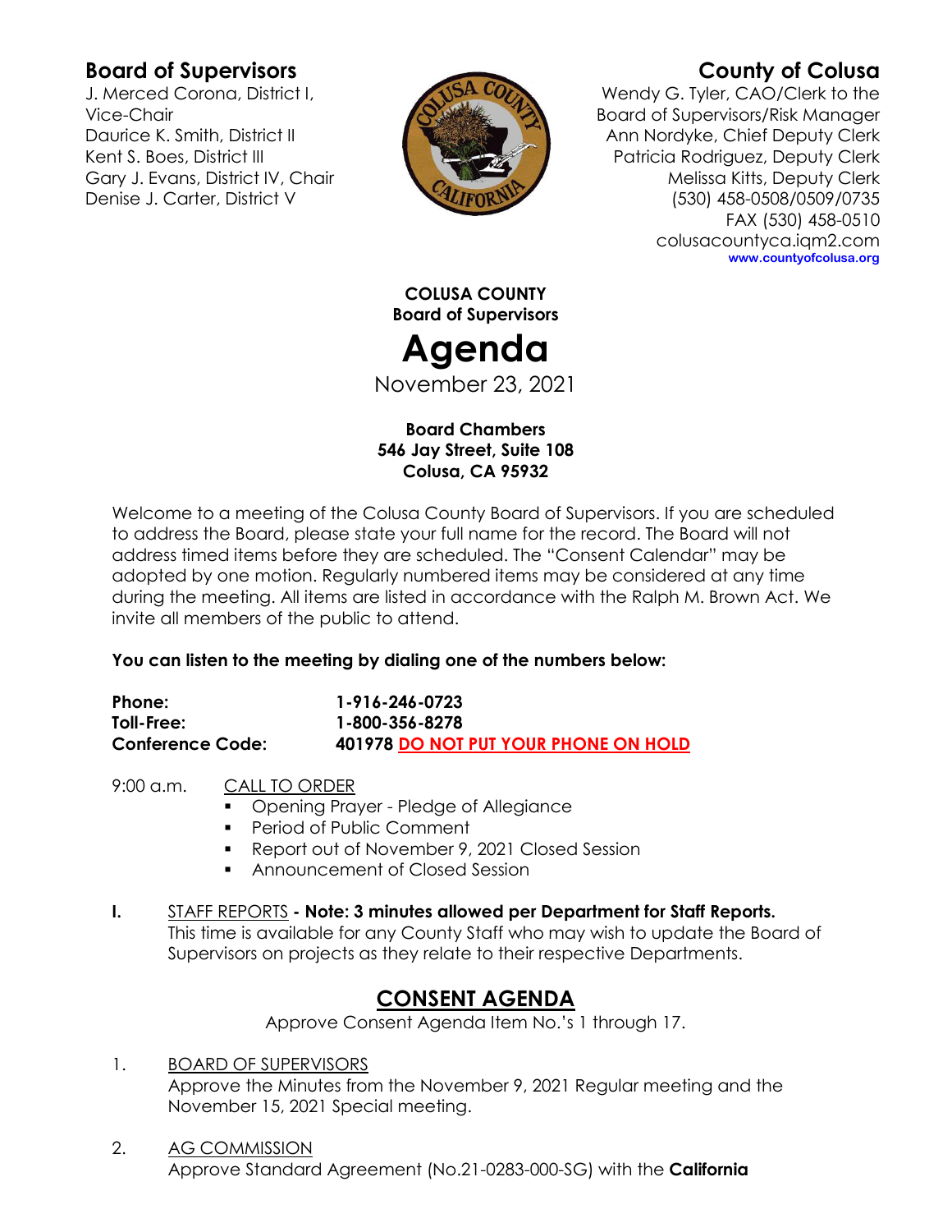**Board of Supervisors**
J. Merced Corona, District I, Vice-Chair
Daurice K. Smith, District II
Kent S. Boes, District III
Gary J. Evans, District IV, Chair
Denise J. Carter, District V

**County of Colusa**
Wendy G. Tyler, CAO/Clerk to the Board of Supervisors/Risk Manager
Ann Nordyke, Chief Deputy Clerk
Patricia Rodriguez, Deputy Clerk
Melissa Kitts, Deputy Clerk
(530) 458-0508/0509/0735
FAX (530) 458-0510
colusacountyca.iqm2.com
www.countyofcolusa.org

**COLUSA COUNTY**
**Board of Supervisors**

# Agenda

November 23, 2021

**Board Chambers**
**546 Jay Street, Suite 108**
**Colusa, CA 95932**

Welcome to a meeting of the Colusa County Board of Supervisors. If you are scheduled to address the Board, please state your full name for the record. The Board will not address timed items before they are scheduled. The "Consent Calendar" may be adopted by one motion. Regularly numbered items may be considered at any time during the meeting. All items are listed in accordance with the Ralph M. Brown Act. We invite all members of the public to attend.

**You can listen to the meeting by dialing one of the numbers below:**

| | |
|---|---|
| **Phone:** | **1-916-246-0723** |
| **Toll-Free:** | **1-800-356-8278** |
| **Conference Code:** | **401978 DO NOT PUT YOUR PHONE ON HOLD** |

9:00 a.m. CALL TO ORDER

- Opening Prayer - Pledge of Allegiance
- Period of Public Comment
- Report out of November 9, 2021 Closed Session
- Announcement of Closed Session

**I.** STAFF REPORTS **- Note: 3 minutes allowed per Department for Staff Reports.** This time is available for any County Staff who may wish to update the Board of Supervisors on projects as they relate to their respective Departments.

## CONSENT AGENDA

Approve Consent Agenda Item No.'s 1 through 17.

1. BOARD OF SUPERVISORS
Approve the Minutes from the November 9, 2021 Regular meeting and the November 15, 2021 Special meeting.

2. AG COMMISSION
Approve Standard Agreement (No.21-0283-000-SG) with the **California**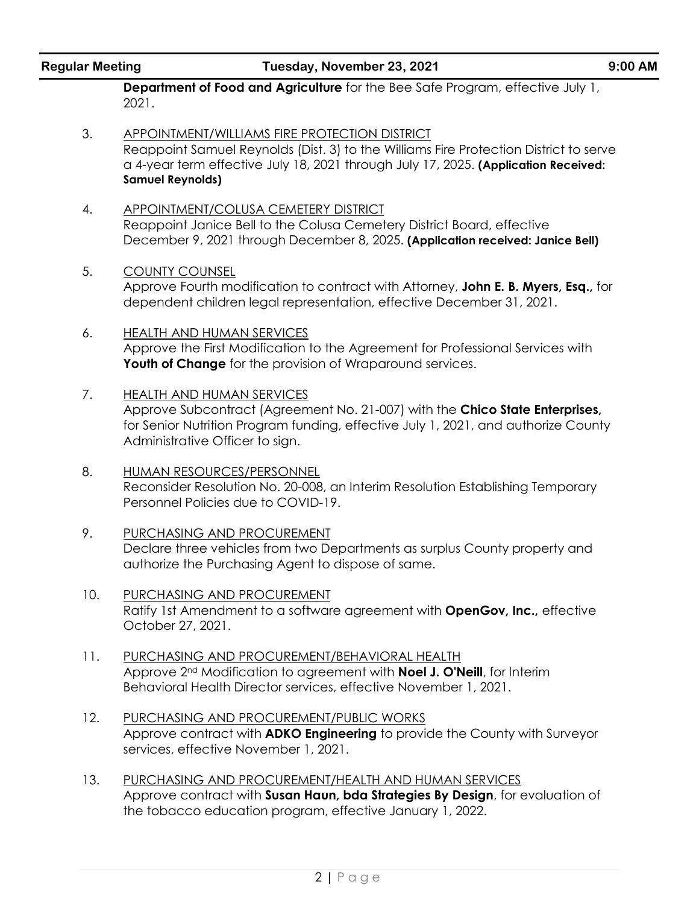**Department of Food and Agriculture** for the Bee Safe Program, effective July 1, 2021.

3. APPOINTMENT/WILLIAMS FIRE PROTECTION DISTRICT
   Reappoint Samuel Reynolds (Dist. 3) to the Williams Fire Protection District to serve a 4-year term effective July 18, 2021 through July 17, 2025. **(Application Received: Samuel Reynolds)**

4. APPOINTMENT/COLUSA CEMETERY DISTRICT
   Reappoint Janice Bell to the Colusa Cemetery District Board, effective December 9, 2021 through December 8, 2025. **(Application received: Janice Bell)**

5. COUNTY COUNSEL
   Approve Fourth modification to contract with Attorney, **John E. B. Myers, Esq.,** for dependent children legal representation, effective December 31, 2021.

6. HEALTH AND HUMAN SERVICES
   Approve the First Modification to the Agreement for Professional Services with **Youth of Change** for the provision of Wraparound services.

7. HEALTH AND HUMAN SERVICES
   Approve Subcontract (Agreement No. 21-007) with the **Chico State Enterprises,** for Senior Nutrition Program funding, effective July 1, 2021, and authorize County Administrative Officer to sign.

8. HUMAN RESOURCES/PERSONNEL
   Reconsider Resolution No. 20-008, an Interim Resolution Establishing Temporary Personnel Policies due to COVID-19.

9. PURCHASING AND PROCUREMENT
   Declare three vehicles from two Departments as surplus County property and authorize the Purchasing Agent to dispose of same.

10. PURCHASING AND PROCUREMENT
    Ratify 1st Amendment to a software agreement with **OpenGov, Inc.,** effective October 27, 2021.

11. PURCHASING AND PROCUREMENT/BEHAVIORAL HEALTH
    Approve 2nd Modification to agreement with **Noel J. O'Neill**, for Interim Behavioral Health Director services, effective November 1, 2021.

12. PURCHASING AND PROCUREMENT/PUBLIC WORKS
    Approve contract with **ADKO Engineering** to provide the County with Surveyor services, effective November 1, 2021.

13. PURCHASING AND PROCUREMENT/HEALTH AND HUMAN SERVICES
    Approve contract with **Susan Haun, bda Strategies By Design**, for evaluation of the tobacco education program, effective January 1, 2022.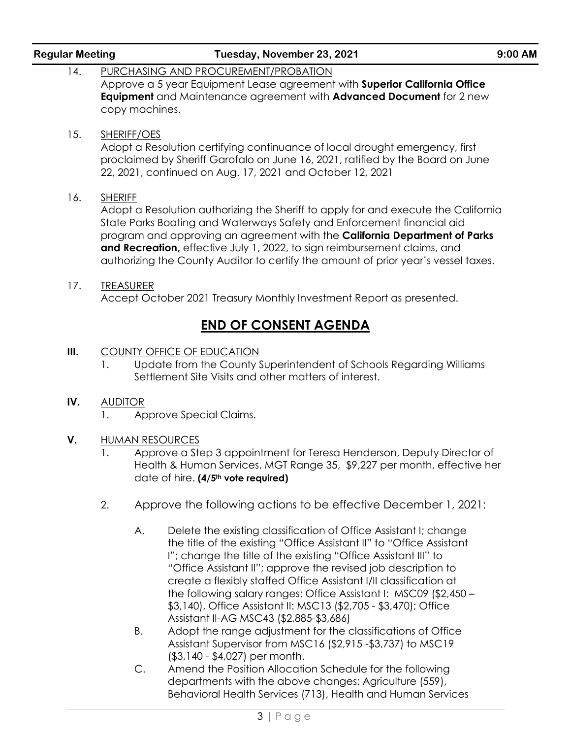14. PURCHASING AND PROCUREMENT/PROBATION
    Approve a 5 year Equipment Lease agreement with **Superior California Office Equipment** and Maintenance agreement with **Advanced Document** for 2 new copy machines.

15. SHERIFF/OES
    Adopt a Resolution certifying continuance of local drought emergency, first proclaimed by Sheriff Garofalo on June 16, 2021, ratified by the Board on June 22, 2021, continued on Aug. 17, 2021 and October 12, 2021

16. SHERIFF
    Adopt a Resolution authorizing the Sheriff to apply for and execute the California State Parks Boating and Waterways Safety and Enforcement financial aid program and approving an agreement with the **California Department of Parks and Recreation,** effective July 1, 2022, to sign reimbursement claims, and authorizing the County Auditor to certify the amount of prior year's vessel taxes.

17. TREASURER
    Accept October 2021 Treasury Monthly Investment Report as presented.

## END OF CONSENT AGENDA

**III.** COUNTY OFFICE OF EDUCATION

1. Update from the County Superintendent of Schools Regarding Williams Settlement Site Visits and other matters of interest.

**IV.** AUDITOR

1. Approve Special Claims.

**V.** HUMAN RESOURCES

1. Approve a Step 3 appointment for Teresa Henderson, Deputy Director of Health & Human Services, MGT Range 35, $9,227 per month, effective her date of hire. **(4/5th vote required)**

2. Approve the following actions to be effective December 1, 2021:

   A. Delete the existing classification of Office Assistant I; change the title of the existing "Office Assistant II" to "Office Assistant I"; change the title of the existing "Office Assistant III" to "Office Assistant II"; approve the revised job description to create a flexibly staffed Office Assistant I/II classification at the following salary ranges: Office Assistant I: MSC09 ($2,450 – $3,140), Office Assistant II: MSC13 ($2,705 - $3,470); Office Assistant II-AG MSC43 ($2,885-$3,686)

   B. Adopt the range adjustment for the classifications of Office Assistant Supervisor from MSC16 ($2,915 -$3,737) to MSC19 ($3,140 - $4,027) per month.

   C. Amend the Position Allocation Schedule for the following departments with the above changes: Agriculture (559), Behavioral Health Services (713), Health and Human Services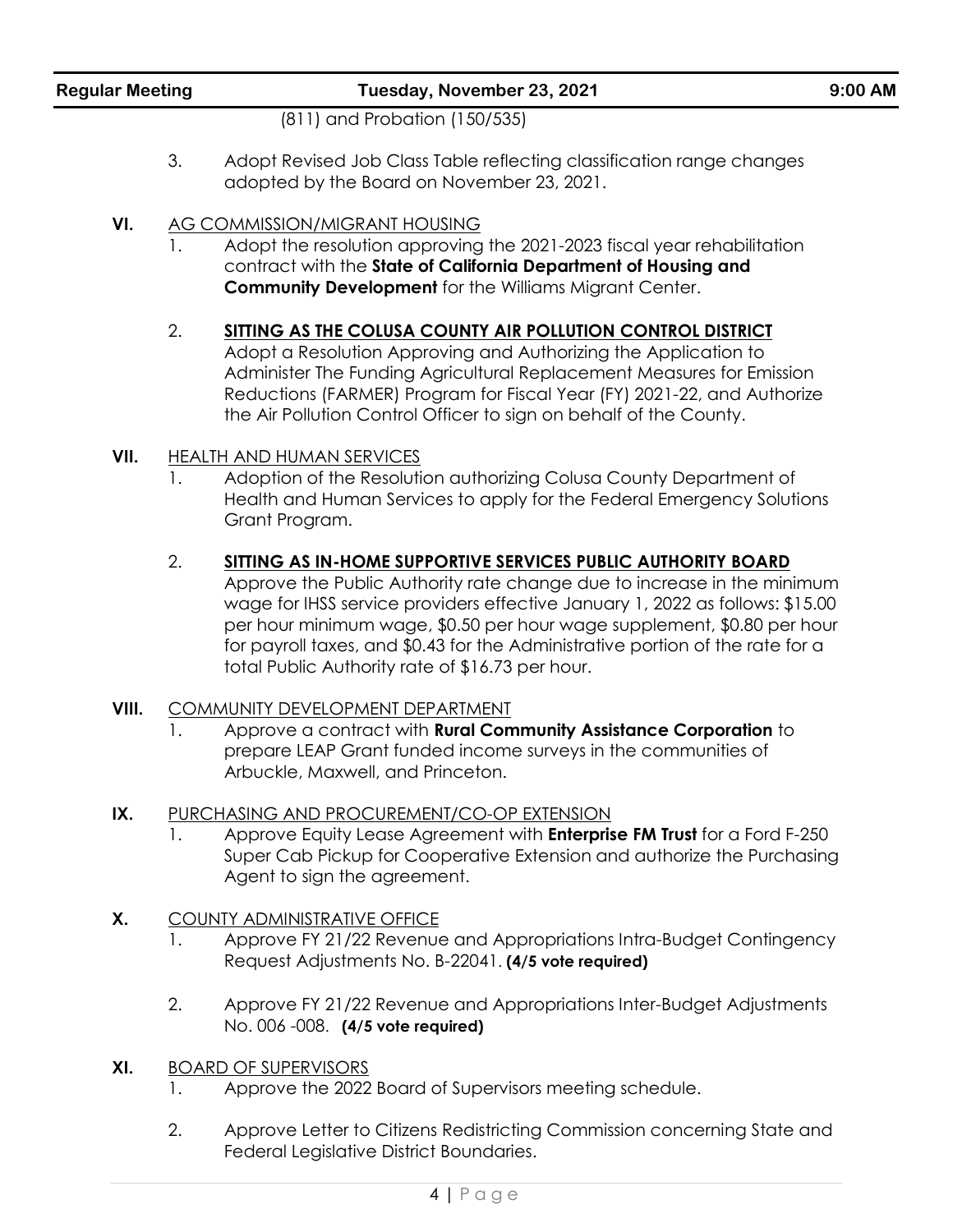(811) and Probation (150/535)

3. Adopt Revised Job Class Table reflecting classification range changes adopted by the Board on November 23, 2021.

**VI.** AG COMMISSION/MIGRANT HOUSING

1. Adopt the resolution approving the 2021-2023 fiscal year rehabilitation contract with the **State of California Department of Housing and Community Development** for the Williams Migrant Center.

2. **SITTING AS THE COLUSA COUNTY AIR POLLUTION CONTROL DISTRICT**
   Adopt a Resolution Approving and Authorizing the Application to Administer The Funding Agricultural Replacement Measures for Emission Reductions (FARMER) Program for Fiscal Year (FY) 2021-22, and Authorize the Air Pollution Control Officer to sign on behalf of the County.

**VII.** HEALTH AND HUMAN SERVICES

1. Adoption of the Resolution authorizing Colusa County Department of Health and Human Services to apply for the Federal Emergency Solutions Grant Program.

2. **SITTING AS IN-HOME SUPPORTIVE SERVICES PUBLIC AUTHORITY BOARD**
   Approve the Public Authority rate change due to increase in the minimum wage for IHSS service providers effective January 1, 2022 as follows: $15.00 per hour minimum wage, $0.50 per hour wage supplement, $0.80 per hour for payroll taxes, and $0.43 for the Administrative portion of the rate for a total Public Authority rate of $16.73 per hour.

**VIII.** COMMUNITY DEVELOPMENT DEPARTMENT

1. Approve a contract with **Rural Community Assistance Corporation** to prepare LEAP Grant funded income surveys in the communities of Arbuckle, Maxwell, and Princeton.

**IX.** PURCHASING AND PROCUREMENT/CO-OP EXTENSION

1. Approve Equity Lease Agreement with **Enterprise FM Trust** for a Ford F-250 Super Cab Pickup for Cooperative Extension and authorize the Purchasing Agent to sign the agreement.

**X.** COUNTY ADMINISTRATIVE OFFICE

1. Approve FY 21/22 Revenue and Appropriations Intra-Budget Contingency Request Adjustments No. B-22041. **(4/5 vote required)**

2. Approve FY 21/22 Revenue and Appropriations Inter-Budget Adjustments No. 006 -008. **(4/5 vote required)**

**XI.** BOARD OF SUPERVISORS

1. Approve the 2022 Board of Supervisors meeting schedule.

2. Approve Letter to Citizens Redistricting Commission concerning State and Federal Legislative District Boundaries.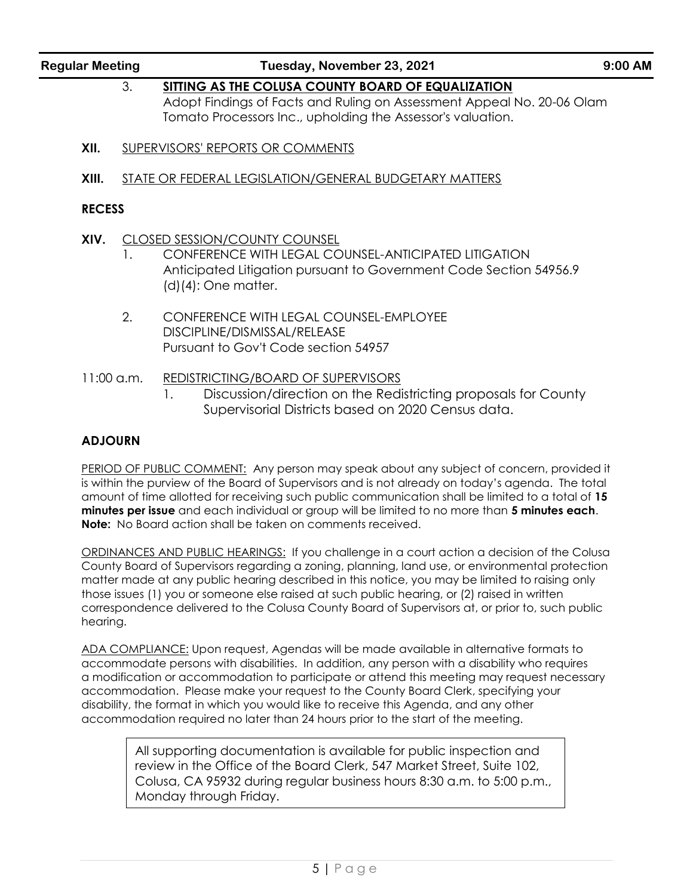3. **SITTING AS THE COLUSA COUNTY BOARD OF EQUALIZATION**
   Adopt Findings of Facts and Ruling on Assessment Appeal No. 20-06 Olam Tomato Processors Inc., upholding the Assessor's valuation.

**XII.** SUPERVISORS' REPORTS OR COMMENTS

**XIII.** STATE OR FEDERAL LEGISLATION/GENERAL BUDGETARY MATTERS

**RECESS**

**XIV.** CLOSED SESSION/COUNTY COUNSEL

1. CONFERENCE WITH LEGAL COUNSEL-ANTICIPATED LITIGATION
   Anticipated Litigation pursuant to Government Code Section 54956.9 (d)(4): One matter.

2. CONFERENCE WITH LEGAL COUNSEL-EMPLOYEE DISCIPLINE/DISMISSAL/RELEASE
   Pursuant to Gov't Code section 54957

11:00 a.m. REDISTRICTING/BOARD OF SUPERVISORS

1. Discussion/direction on the Redistricting proposals for County Supervisorial Districts based on 2020 Census data.

**ADJOURN**

PERIOD OF PUBLIC COMMENT: Any person may speak about any subject of concern, provided it is within the purview of the Board of Supervisors and is not already on today's agenda. The total amount of time allotted for receiving such public communication shall be limited to a total of **15 minutes per issue** and each individual or group will be limited to no more than **5 minutes each**. **Note:** No Board action shall be taken on comments received.

ORDINANCES AND PUBLIC HEARINGS: If you challenge in a court action a decision of the Colusa County Board of Supervisors regarding a zoning, planning, land use, or environmental protection matter made at any public hearing described in this notice, you may be limited to raising only those issues (1) you or someone else raised at such public hearing, or (2) raised in written correspondence delivered to the Colusa County Board of Supervisors at, or prior to, such public hearing.

ADA COMPLIANCE: Upon request, Agendas will be made available in alternative formats to accommodate persons with disabilities. In addition, any person with a disability who requires a modification or accommodation to participate or attend this meeting may request necessary accommodation. Please make your request to the County Board Clerk, specifying your disability, the format in which you would like to receive this Agenda, and any other accommodation required no later than 24 hours prior to the start of the meeting.

All supporting documentation is available for public inspection and review in the Office of the Board Clerk, 547 Market Street, Suite 102, Colusa, CA 95932 during regular business hours 8:30 a.m. to 5:00 p.m., Monday through Friday.